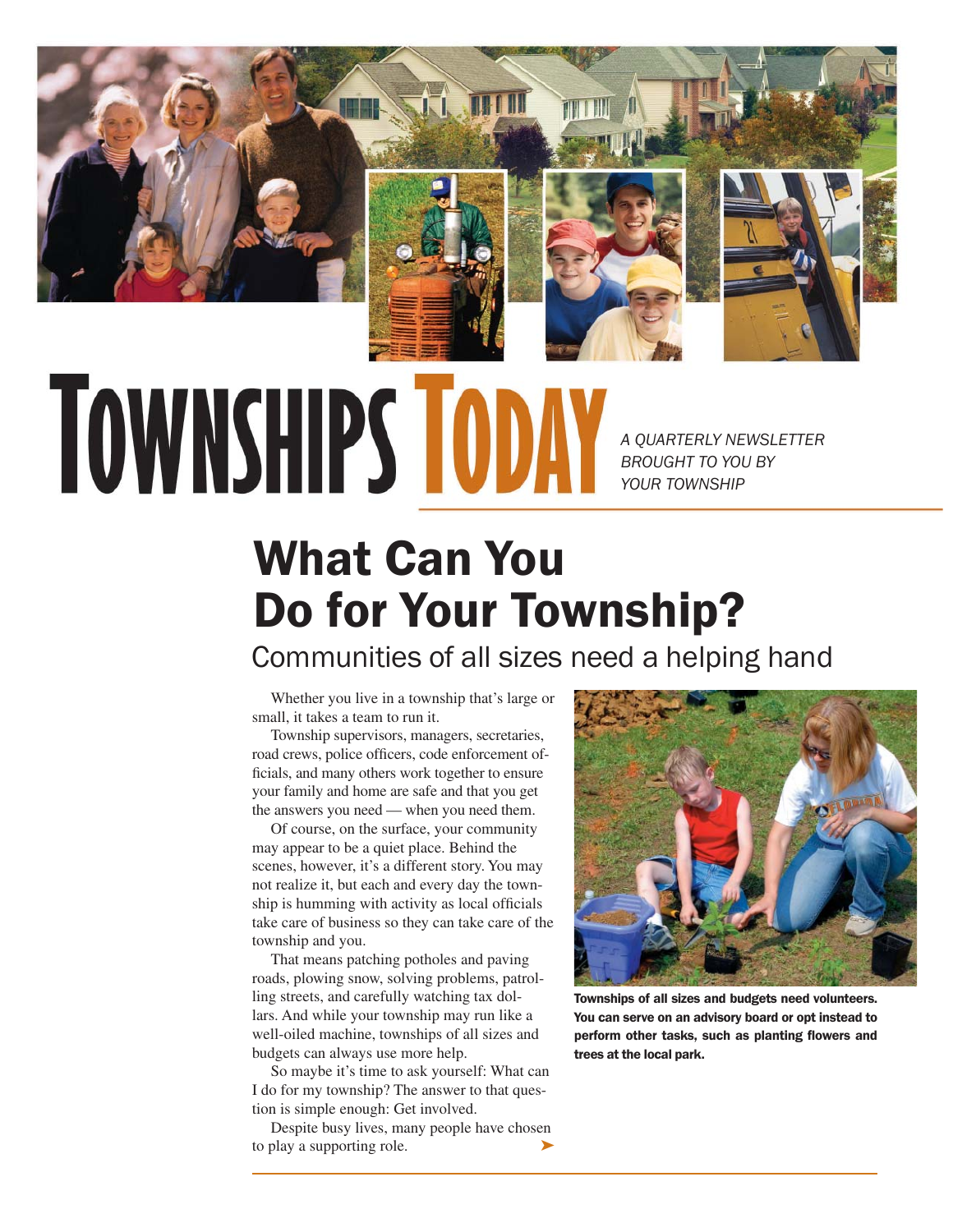# TOWNSHIPS TODAY

*A QUARTERLY NEWSLETTER BROUGHT TO YOU BY YOUR TOWNSHIP*

## What Can You Do for Your Township?

### Communities of all sizes need a helping hand

Whether you live in a township that's large or small, it takes a team to run it.

Township supervisors, managers, secretaries, road crews, police officers, code enforcement officials, and many others work together to ensure your family and home are safe and that you get the answers you need — when you need them.

Of course, on the surface, your community may appear to be a quiet place. Behind the scenes, however, it's a different story. You may not realize it, but each and every day the township is humming with activity as local officials take care of business so they can take care of the township and you.

That means patching potholes and paving roads, plowing snow, solving problems, patrolling streets, and carefully watching tax dollars. And while your township may run like a well-oiled machine, townships of all sizes and budgets can always use more help.

So maybe it's time to ask yourself: What can I do for my township? The answer to that question is simple enough: Get involved.

Despite busy lives, many people have chosen to play a supporting role.

**Townships of all sizes and budgets need volunteers. You can serve on an advisory board or opt instead to perform other tasks, such as planting flowers and trees at the local park.**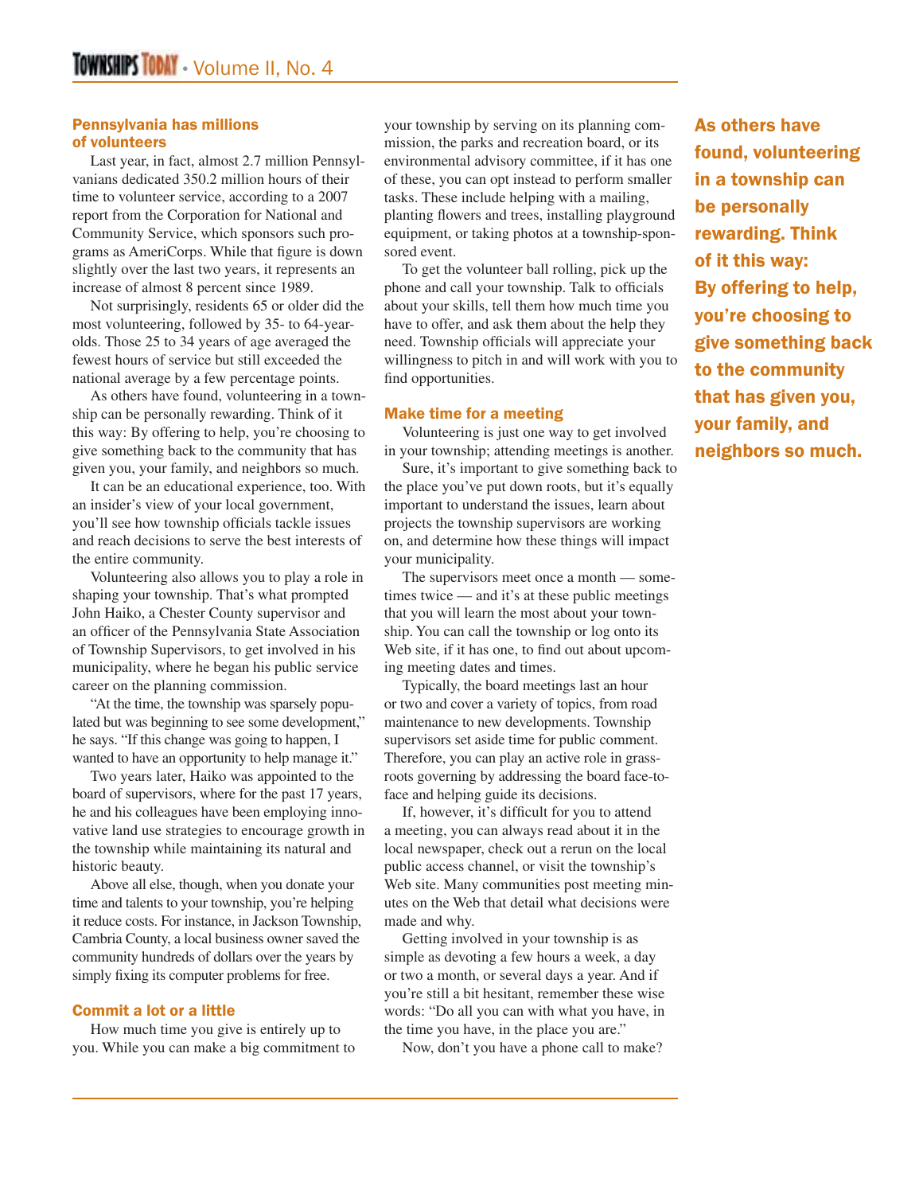## Pennsylvania has millions of volunteers

Last year, in fact, almost 2.7 million Pennsylvanians dedicated 350.2 million hours of their time to volunteer service, according to a 2007 report from the Corporation for National and Community Service, which sponsors such programs as AmeriCorps. While that figure is down slightly over the last two years, it represents an increase of almost 8 percent since 1989.

Not surprisingly, residents 65 or older did the most volunteering, followed by 35- to 64-year-olds. Those 25 to 34 years of age averaged the fewest hours of service but still exceeded the national average by a few percentage points.

As others have found, volunteering in a township can be personally rewarding. Think of it this way: By offering to help, you're choosing to give something back to the community that has given you, your family, and neighbors so much.

It can be an educational experience, too. With an insider's view of your local government, you'll see how township officials tackle issues and reach decisions to serve the best interests of the entire community.

Volunteering also allows you to play a role in shaping your township. That's what prompted John Haiko, a Chester County supervisor and an officer of the Pennsylvania State Association of Township Supervisors, to get involved in his municipality, where he began his public service career on the planning commission.

"At the time, the township was sparsely populated but was beginning to see some development," he says. "If this change was going to happen, I wanted to have an opportunity to help manage it."

Two years later, Haiko was appointed to the board of supervisors, where for the past 17 years, he and his colleagues have been employing innovative land use strategies to encourage growth in the township while maintaining its natural and historic beauty.

Above all else, though, when you donate your time and talents to your township, you're helping it reduce costs. For instance, in Jackson Township, Cambria County, a local business owner saved the community hundreds of dollars over the years by simply fixing its computer problems for free.

## Commit a lot or a little

How much time you give is entirely up to you. While you can make a big commitment to your township by serving on its planning commission, the parks and recreation board, or its environmental advisory committee, if it has one of these, you can opt instead to perform smaller tasks. These include helping with a mailing, planting flowers and trees, installing playground equipment, or taking photos at a township-sponsored event.

To get the volunteer ball rolling, pick up the phone and call your township. Talk to officials about your skills, tell them how much time you have to offer, and ask them about the help they need. Township officials will appreciate your willingness to pitch in and will work with you to find opportunities.

## Make time for a meeting

Volunteering is just one way to get involved in your township; attending meetings is another.

Sure, it's important to give something back to the place you've put down roots, but it's equally important to understand the issues, learn about projects the township supervisors are working on, and determine how these things will impact your municipality.

The supervisors meet once a month — sometimes twice — and it's at these public meetings that you will learn the most about your township. You can call the township or log onto its Web site, if it has one, to find out about upcoming meeting dates and times.

Typically, the board meetings last an hour or two and cover a variety of topics, from road maintenance to new developments. Township supervisors set aside time for public comment. Therefore, you can play an active role in grassroots governing by addressing the board face-to-face and helping guide its decisions.

If, however, it's difficult for you to attend a meeting, you can always read about it in the local newspaper, check out a rerun on the local public access channel, or visit the township's Web site. Many communities post meeting minutes on the Web that detail what decisions were made and why.

Getting involved in your township is as simple as devoting a few hours a week, a day or two a month, or several days a year. And if you're still a bit hesitant, remember these wise words: "Do all you can with what you have, in the time you have, in the place you are."

Now, don't you have a phone call to make?

**As others have found, volunteering in a township can be personally rewarding. Think of it this way: By offering to help, you're choosing to give something back to the community that has given you, your family, and neighbors so much.**